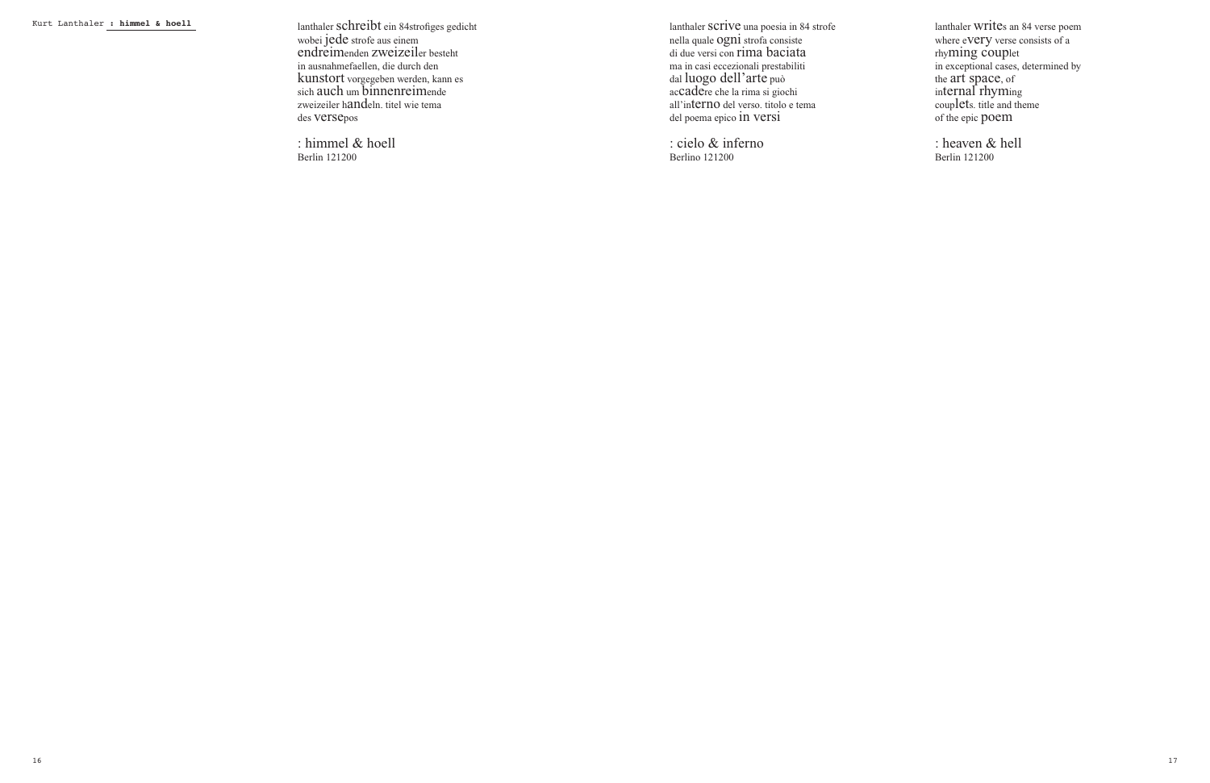lanthaler schreibt ein 84strofiges gedicht
wobei jede strofe aus einem
endreimenden zweizeiler besteht
in ausnahmefaellen, die durch den
kunstort vorgegeben werden, kann es
sich auch um binnenreimende
zweizeiler handeln. titel wie tema
des versepos

: himmel & hoell
Berlin 121200

lanthaler scrive una poesia in 84 strofe
nella quale ogni strofa consiste
di due versi con rima baciata
ma in casi eccezionali prestabiliti
dal luogo dell'arte può
accadere che la rima si giochi
all'interno del verso. titolo e tema
del poema epico in versi

: cielo & inferno
Berlino 121200

lanthaler writes an 84 verse poem
where every verse consists of a
rhyming couplet
in exceptional cases, determined by
the art space, of
internal rhyming
couplets. title and theme
of the epic poem

: heaven & hell
Berlin 121200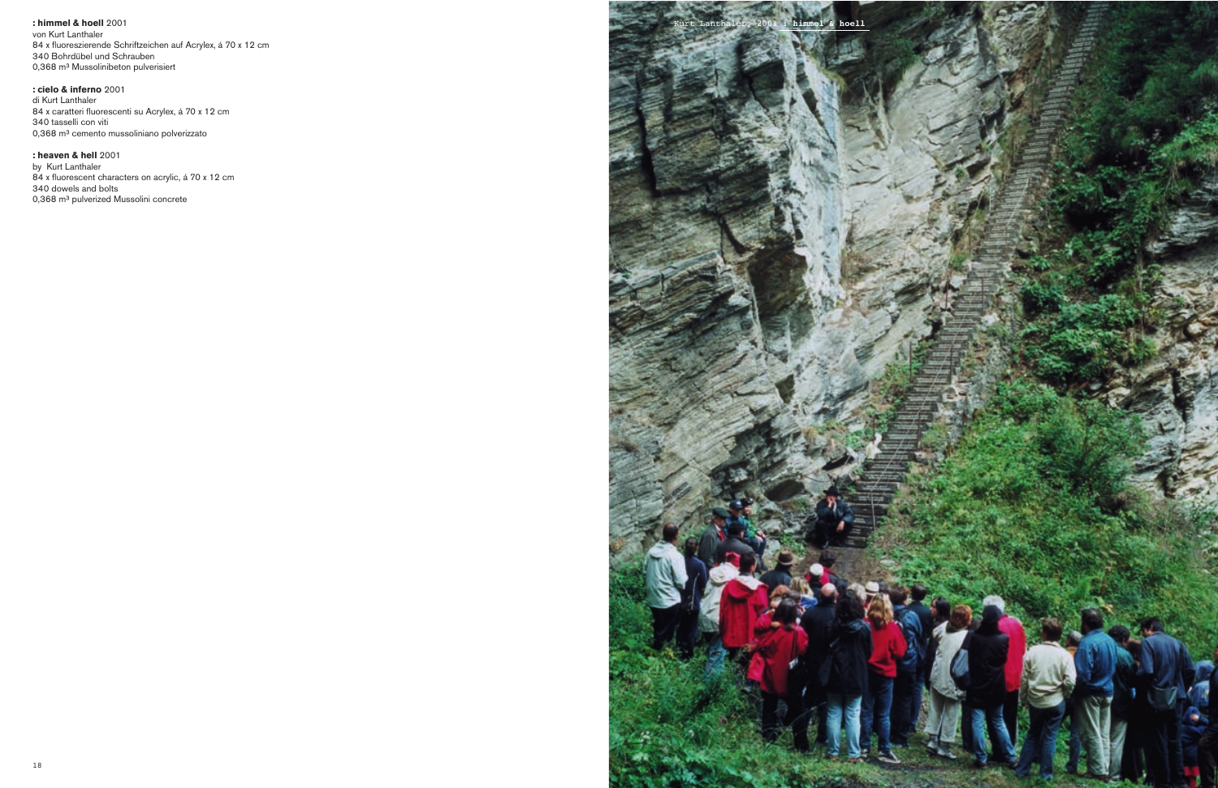**: himmel & hoell** 2001
von Kurt Lanthaler
84 x fluoreszierende Schriftzeichen auf Acrylex, á 70 x 12 cm
340 Bohrdübel und Schrauben
0,368 m³ Mussolinibeton pulverisiert

**: cielo & inferno** 2001
di Kurt Lanthaler
84 x caratteri fluorescenti su Acrylex, á 70 x 12 cm
340 tasselli con viti
0,368 m³ cemento mussoliniano polverizzato

**: heaven & hell** 2001
by Kurt Lanthaler
84 x fluorescent characters on acrylic, á 70 x 12 cm
340 dowels and bolts
0,368 m³ pulverized Mussolini concrete

Kurt Lanthaler, 2001 : **himmel & hoell**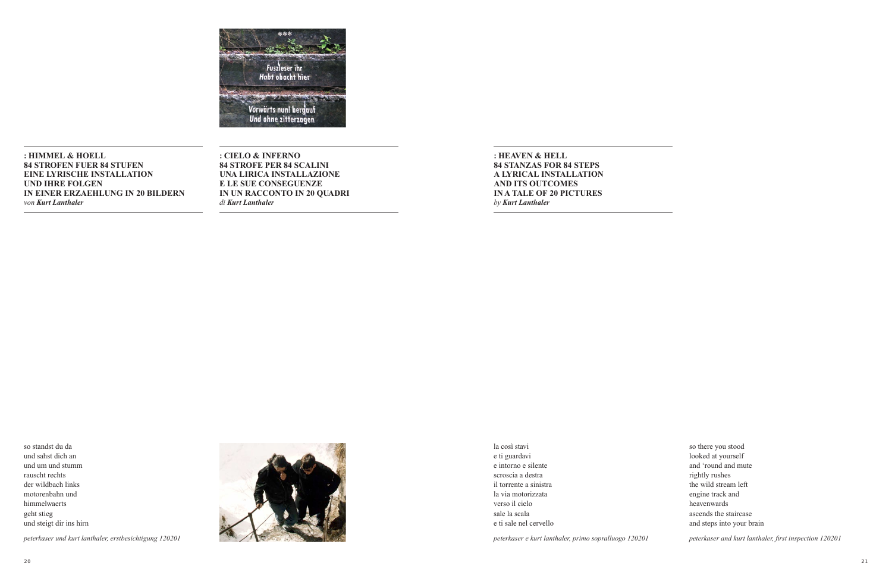**: HIMMEL & HOELL**
**84 STROFEN FUER 84 STUFEN**
**EINE LYRISCHE INSTALLATION**
**UND IHRE FOLGEN**
**IN EINER ERZAEHLUNG IN 20 BILDERN**
*von* ***Kurt Lanthaler***

**: CIELO & INFERNO**
**84 STROFE PER 84 SCALINI**
**UNA LIRICA INSTALLAZIONE**
**E LE SUE CONSEGUENZE**
**IN UN RACCONTO IN 20 QUADRI**
*di* ***Kurt Lanthaler***

**: HEAVEN & HELL**
**84 STANZAS FOR 84 STEPS**
**A LYRICAL INSTALLATION**
**AND ITS OUTCOMES**
**IN A TALE OF 20 PICTURES**
*by* ***Kurt Lanthaler***

so standst du da
und sahst dich an
und um und stumm
rauscht rechts
der wildbach links
motorenbahn und
himmelwaerts
geht stieg
und steigt dir ins hirn

*peterkaser und kurt lanthaler, erstbesichtigung 120201*

la così stavi
e ti guardavi
e intorno e silente
scroscia a destra
il torrente a sinistra
la via motorizzata
verso il cielo
sale la scala
e ti sale nel cervello

*peterkaser e kurt lanthaler, primo sopralluogo 120201*

so there you stood
looked at yourself
and 'round and mute
rightly rushes
the wild stream left
engine track and
heavenwards
ascends the staircase
and steps into your brain

*peterkaser and kurt lanthaler, first inspection 120201*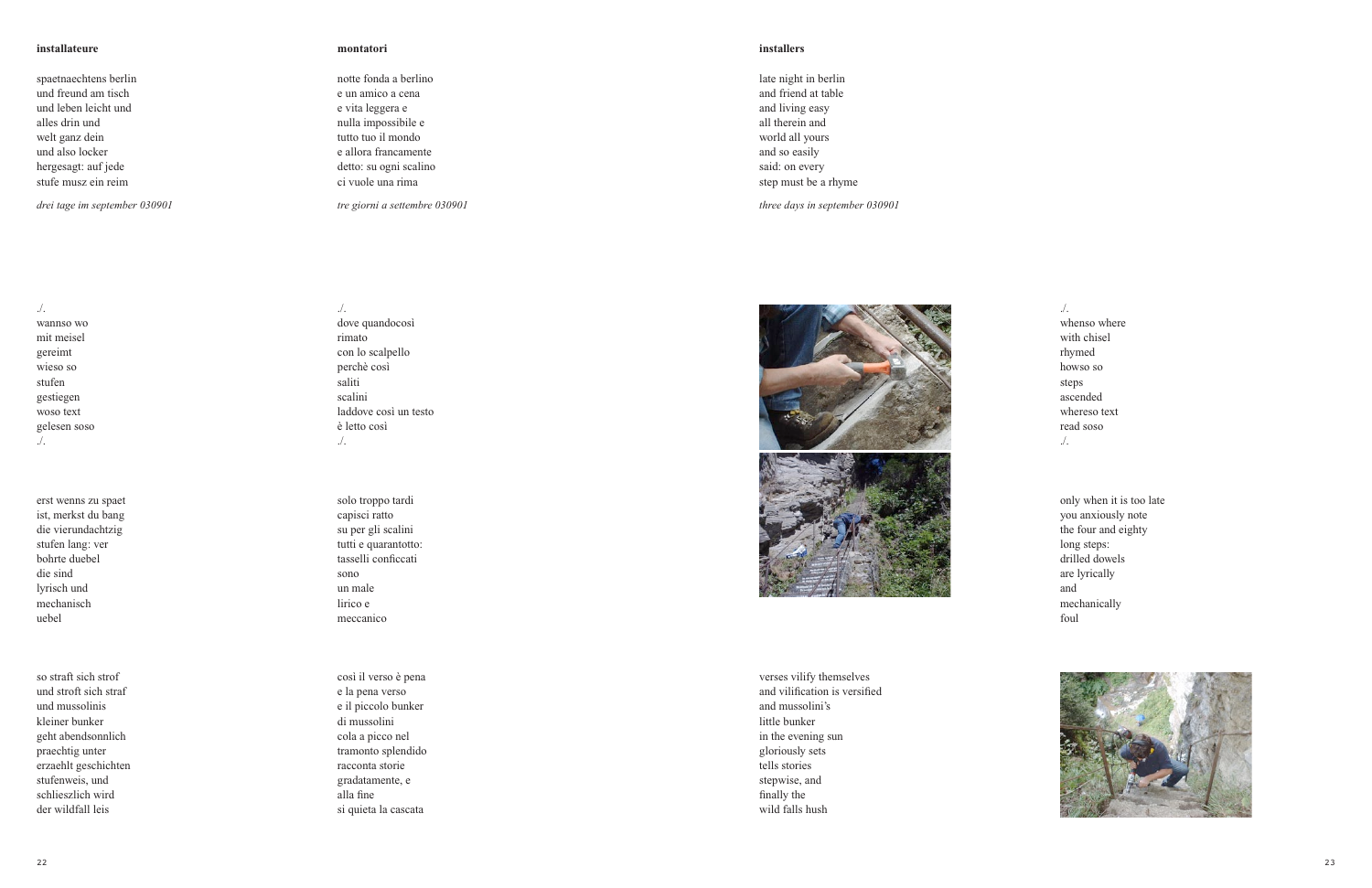**installateure**

spaetnaechtens berlin
und freund am tisch
und leben leicht und
alles drin und
welt ganz dein
und also locker
hergesagt: auf jede
stufe musz ein reim

*drei tage im september 030901*

./.
wannso wo
mit meisel
gereimt
wieso so
stufen
gestiegen
woso text
gelesen soso
./.

erst wenns zu spaet
ist, merkst du bang
die vierundachtzig
stufen lang: ver
bohrte duebel
die sind
lyrisch und
mechanisch
uebel

so straft sich strof
und stroft sich straf
und mussolinis
kleiner bunker
geht abendsonnlich
praechtig unter
erzaehlt geschichten
stufenweis, und
schlieszlich wird
der wildfall leis

**montatori**

notte fonda a berlino
e un amico a cena
e vita leggera e
nulla impossibile e
tutto tuo il mondo
e allora francamente
detto: su ogni scalino
ci vuole una rima

*tre giorni a settembre 030901*

./.
dove quandocosì
rimato
con lo scalpello
perchè così
saliti
scalini
laddove così un testo
è letto così
./.

solo troppo tardi
capisci ratto
su per gli scalini
tutti e quarantotto:
tasselli conficcati
sono
un male
lirico e
meccanico

così il verso è pena
e la pena verso
e il piccolo bunker
di mussolini
cola a picco nel
tramonto splendido
racconta storie
gradatamente, e
alla fine
si quieta la cascata

**installers**

late night in berlin
and friend at table
and living easy
all therein and
world all yours
and so easily
said: on every
step must be a rhyme

*three days in september 030901*

./.
whenso where
with chisel
rhymed
howso so
steps
ascended
whereso text
read soso
./.

only when it is too late
you anxiously note
the four and eighty
long steps:
drilled dowels
are lyrically
and
mechanically
foul

verses vilify themselves
and vilification is versified
and mussolini's
little bunker
in the evening sun
gloriously sets
tells stories
stepwise, and
finally the
wild falls hush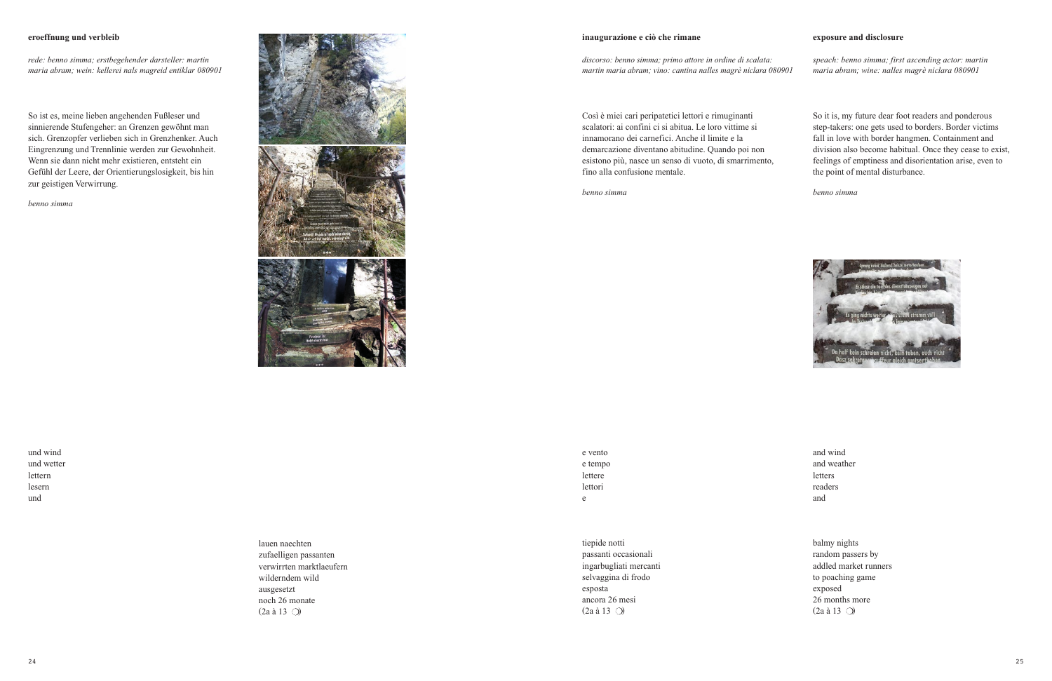**eroeffnung und verbleib**

*rede: benno simma; erstbegehender darsteller: martin maria abram; wein: kellerei nals magreid entiklar 080901*

So ist es, meine lieben angehenden Fußleser und sinnierende Stufengeher: an Grenzen gewöhnt man sich. Grenzopfer verlieben sich in Grenzhenker. Auch Eingrenzung und Trennlinie werden zur Gewohnheit. Wenn sie dann nicht mehr existieren, entsteht ein Gefühl der Leere, der Orientierungslosigkeit, bis hin zur geistigen Verwirrung.

*benno simma*

und wind
und wetter
lettern
lesern
und

lauen naechten
zufaelligen passanten
verwirrten marktlaeufern
wilderndem wild
ausgesetzt
noch 26 monate
(2a à 13 ☽)

**inaugurazione e ciò che rimane**

*discorso: benno simma; primo attore in ordine di scalata: martin maria abram; vino: cantina nalles magrè niclara 080901*

Così è miei cari peripatetici lettori e rimuginanti scalatori: ai confini ci si abitua. Le loro vittime si innamorano dei carnefici. Anche il limite e la demarcazione diventano abitudine. Quando poi non esistono più, nasce un senso di vuoto, di smarrimento, fino alla confusione mentale.

*benno simma*

e vento
e tempo
lettere
lettori
e

tiepide notti
passanti occasionali
ingarbugliati mercanti
selvaggina di frodo
esposta
ancora 26 mesi
(2a à 13 ☽)

**exposure and disclosure**

*speach: benno simma; first ascending actor: martin maria abram; wine: nalles magrè niclara 080901*

So it is, my future dear foot readers and ponderous step-takers: one gets used to borders. Border victims fall in love with border hangmen. Containment and division also become habitual. Once they cease to exist, feelings of emptiness and disorientation arise, even to the point of mental disturbance.

*benno simma*

and wind
and weather
letters
readers
and

balmy nights
random passers by
addled market runners
to poaching game
exposed
26 months more
(2a à 13 ☽)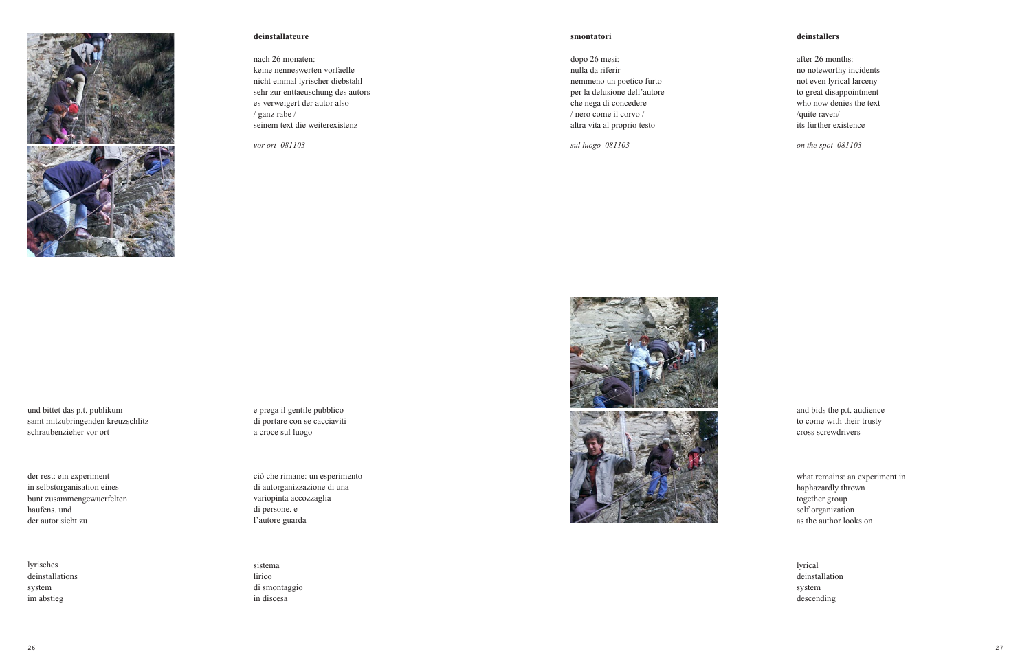**deinstallateure**

nach 26 monaten:
keine nenneswerten vorfaelle
nicht einmal lyrischer diebstahl
sehr zur enttaeuschung des autors
es verweigert der autor also
/ ganz rabe /
seinem text die weiterexistenz

*vor ort 081103*

und bittet das p.t. publikum
samt mitzubringenden kreuzschlitz
schraubenzieher vor ort

der rest: ein experiment
in selbstorganisation eines
bunt zusammengewuerfelten
haufens. und
der autor sieht zu

lyrisches
deinstallations
system
im abstieg

**smontatori**

dopo 26 mesi:
nulla da riferir
nemmeno un poetico furto
per la delusione dell'autore
che nega di concedere
/ nero come il corvo /
altra vita al proprio testo

*sul luogo 081103*

e prega il gentile pubblico
di portare con se cacciaviti
a croce sul luogo

ciò che rimane: un esperimento
di autorganizzazione di una
variopinta accozzaglia
di persone. e
l'autore guarda

sistema
lirico
di smontaggio
in discesa

**deinstallers**

after 26 months:
no noteworthy incidents
not even lyrical larceny
to great disappointment
who now denies the text
/quite raven/
its further existence

*on the spot 081103*

and bids the p.t. audience
to come with their trusty
cross screwdrivers

what remains: an experiment in
haphazardly thrown
together group
self organization
as the author looks on

lyrical
deinstallation
system
descending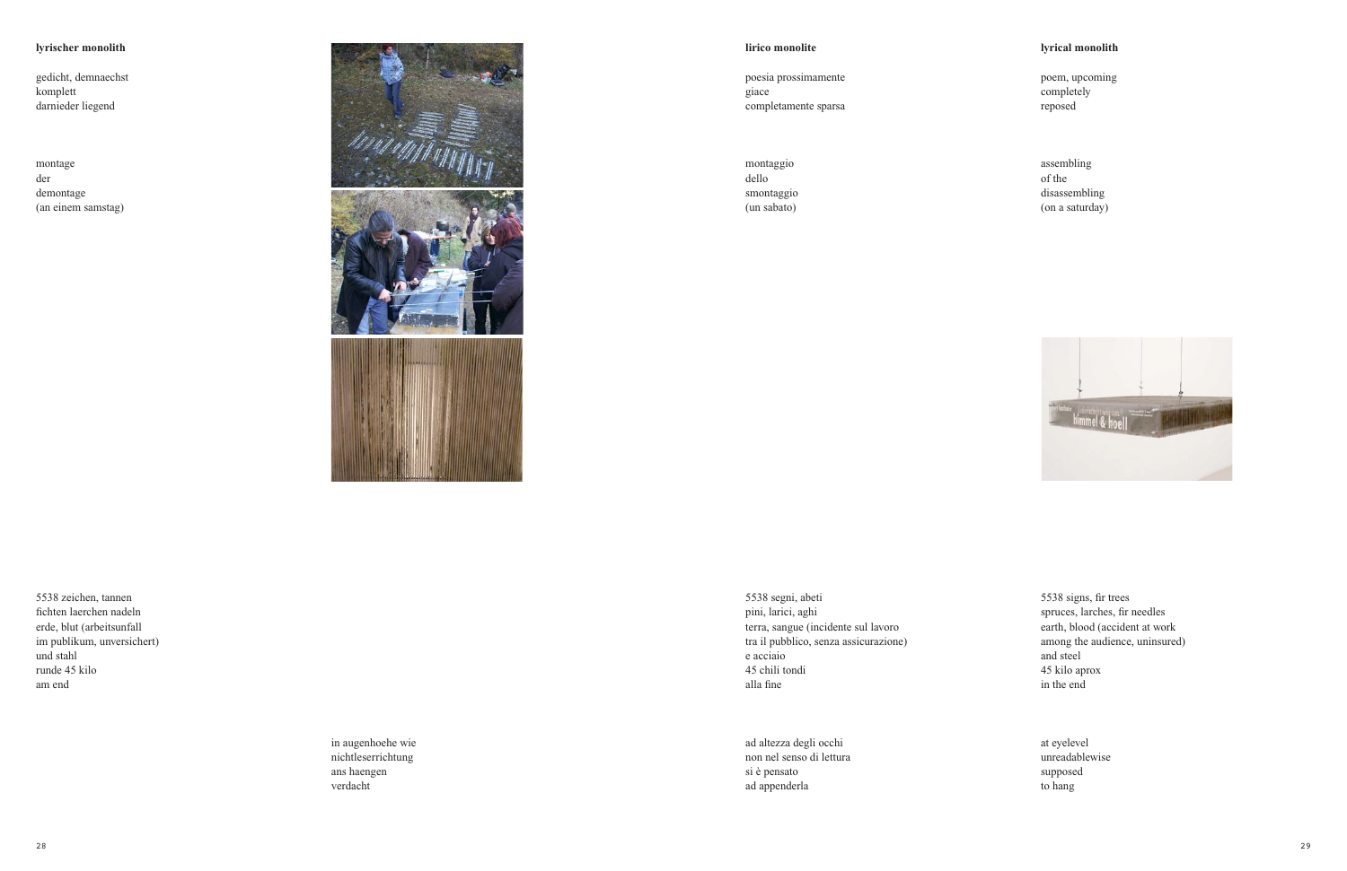**lyrischer monolith**

gedicht, demnaechst
komplett
darnieder liegend

montage
der
demontage
(an einem samstag)

5538 zeichen, tannen
fichten laerchen nadeln
erde, blut (arbeitsunfall
im publikum, unversichert)
und stahl
runde 45 kilo
am end

in augenhoehe wie
nichtleserrichtung
ans haengen
verdacht

**lirico monolite**

poesia prossimamente
giace
completamente sparsa

montaggio
dello
smontaggio
(un sabato)

5538 segni, abeti
pini, larici, aghi
terra, sangue (incidente sul lavoro
tra il pubblico, senza assicurazione)
e acciaio
45 chili tondi
alla fine

ad altezza degli occhi
non nel senso di lettura
si è pensato
ad appenderla

**lyrical monolith**

poem, upcoming
completely
reposed

assembling
of the
disassembling
(on a saturday)

5538 signs, fir trees
spruces, larches, fir needles
earth, blood (accident at work
among the audience, uninsured)
and steel
45 kilo aprox
in the end

at eyelevel
unreadablewise
supposed
to hang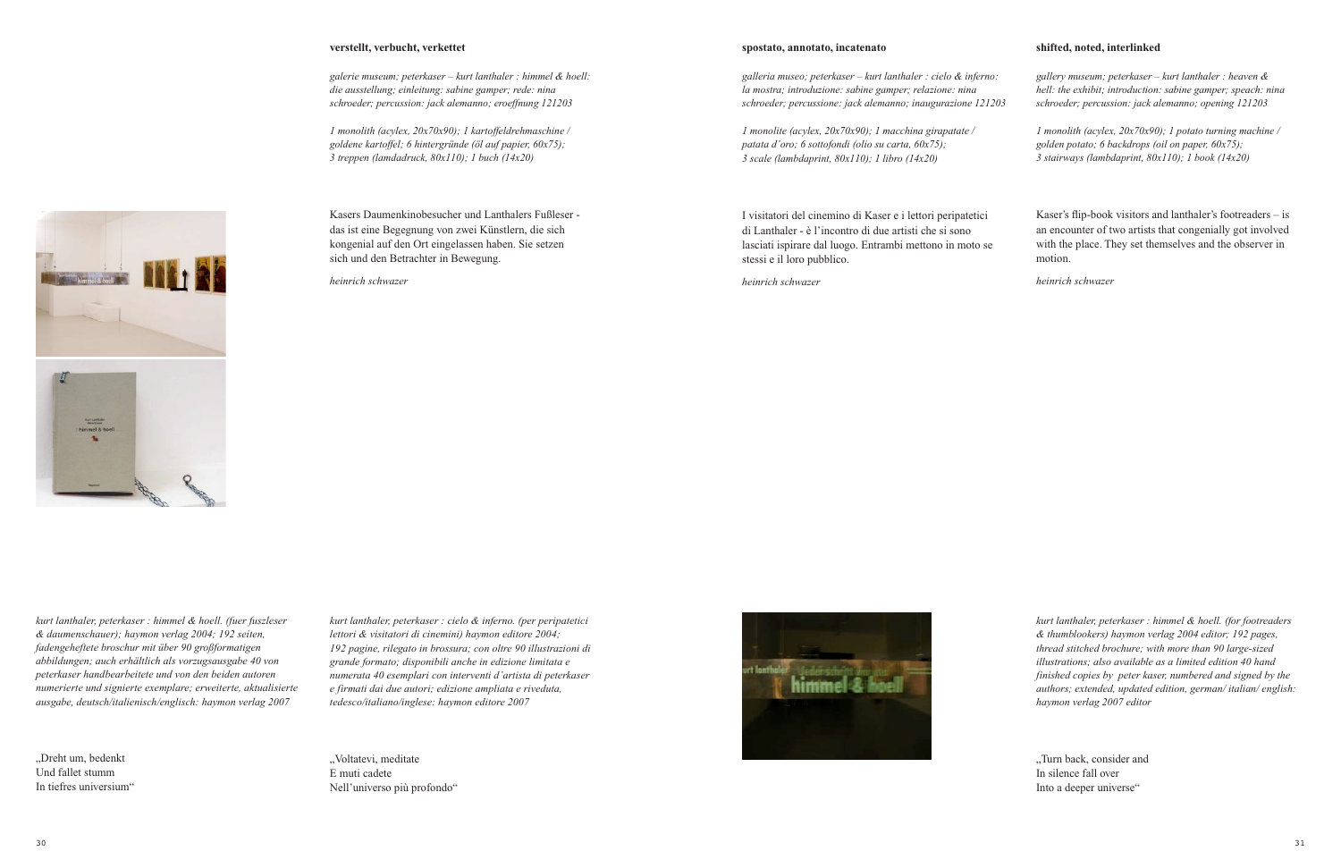### verstellt, verbucht, verkettet

*galerie museum; peterkaser – kurt lanthaler : himmel & hoell: die ausstellung; einleitung: sabine gamper; rede: nina schroeder; percussion: jack alemanno; eroeffnung 121203*

*1 monolith (acylex, 20x70x90); 1 kartoffeldrehmaschine / goldene kartoffel; 6 hintergründe (öl auf papier, 60x75); 3 treppen (lamdadruck, 80x110); 1 buch (14x20)*

Kasers Daumenkinobesucher und Lanthalers Fußleser - das ist eine Begegnung von zwei Künstlern, die sich kongenial auf den Ort eingelassen haben. Sie setzen sich und den Betrachter in Bewegung.

*heinrich schwazer*

### spostato, annotato, incatenato

*galleria museo; peterkaser – kurt lanthaler : cielo & inferno: la mostra; introduzione: sabine gamper; relazione: nina schroeder; percussione: jack alemanno; inaugurazione 121203*

*1 monolite (acylex, 20x70x90); 1 macchina girapatate / patata d'oro; 6 sottofondi (olio su carta, 60x75); 3 scale (lambdaprint, 80x110); 1 libro (14x20)*

I visitatori del cinemino di Kaser e i lettori peripatetici di Lanthaler - è l'incontro di due artisti che si sono lasciati ispirare dal luogo. Entrambi mettono in moto se stessi e il loro pubblico.

*heinrich schwazer*

### shifted, noted, interlinked

*gallery museum; peterkaser – kurt lanthaler : heaven & hell: the exhibit; introduction: sabine gamper; speach: nina schroeder; percussion: jack alemanno; opening 121203*

*1 monolith (acylex, 20x70x90); 1 potato turning machine / golden potato; 6 backdrops (oil on paper, 60x75); 3 stairways (lambdaprint, 80x110); 1 book (14x20)*

Kaser's flip-book visitors and lanthaler's footreaders – is an encounter of two artists that congenially got involved with the place. They set themselves and the observer in motion.

*heinrich schwazer*

*kurt lanthaler, peterkaser : himmel & hoell. (fuer fuszleser & daumenschauer); haymon verlag 2004; 192 seiten, fadengeheftete broschur mit über 90 großformatigen abbildungen; auch erhältlich als vorzugsausgabe 40 von peterkaser handbearbeitete und von den beiden autoren numerierte und signierte exemplare; erweiterte, aktualisierte ausgabe, deutsch/italienisch/englisch: haymon verlag 2007*

„Dreht um, bedenkt
Und fallet stumm
In tiefres universium"

*kurt lanthaler, peterkaser : cielo & inferno. (per peripatetici lettori & visitatori di cinemini) haymon editore 2004; 192 pagine, rilegato in brossura; con oltre 90 illustrazioni di grande formato; disponibili anche in edizione limitata e numerata 40 esemplari con interventi d'artista di peterkaser e firmati dai due autori; edizione ampliata e riveduta, tedesco/italiano/inglese: haymon editore 2007*

„Voltatevi, meditate
E muti cadete
Nell'universo più profondo"

*kurt lanthaler, peterkaser : himmel & hoell. (for footreaders & thumblookers) haymon verlag 2004 editor; 192 pages, thread stitched brochure; with more than 90 large-sized illustrations; also available as a limited edition 40 hand finished copies by peter kaser, numbered and signed by the authors; extended, updated edition, german/ italian/ english: haymon verlag 2007 editor*

„Turn back, consider and
In silence fall over
Into a deeper universe"